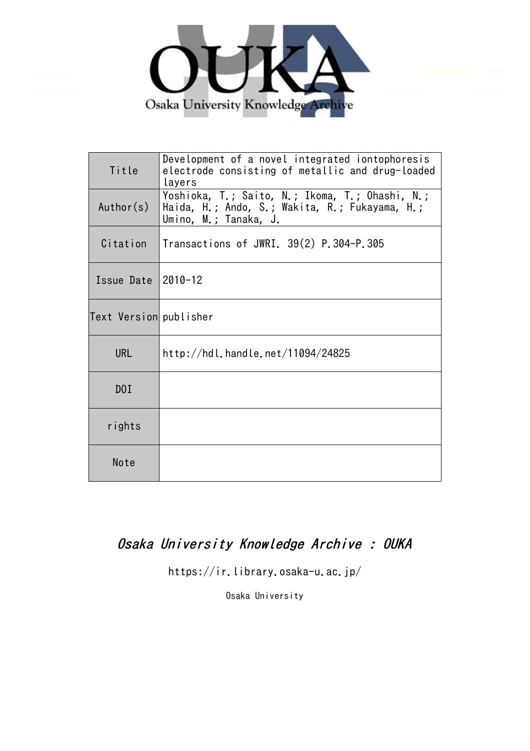Osaka University Knowledge Archive

| Title | Development of a novel integrated iontophoresis electrode consisting of metallic and drug-loaded layers |
| --- | --- |
| Author(s) | Yoshioka, T.; Saito, N.; Ikoma, T.; Ohashi, N.; Haida, H.; Ando, S.; Wakita, R.; Fukayama, H.; Umino, M.; Tanaka, J. |
| Citation | Transactions of JWRI. 39(2) P.304-P.305 |
| Issue Date | 2010-12 |
| Text Version | publisher |
| URL | http://hdl.handle.net/11094/24825 |
| DOI | |
| rights | |
| Note | |

*Osaka University Knowledge Archive : OUKA*

https://ir.library.osaka-u.ac.jp/

Osaka University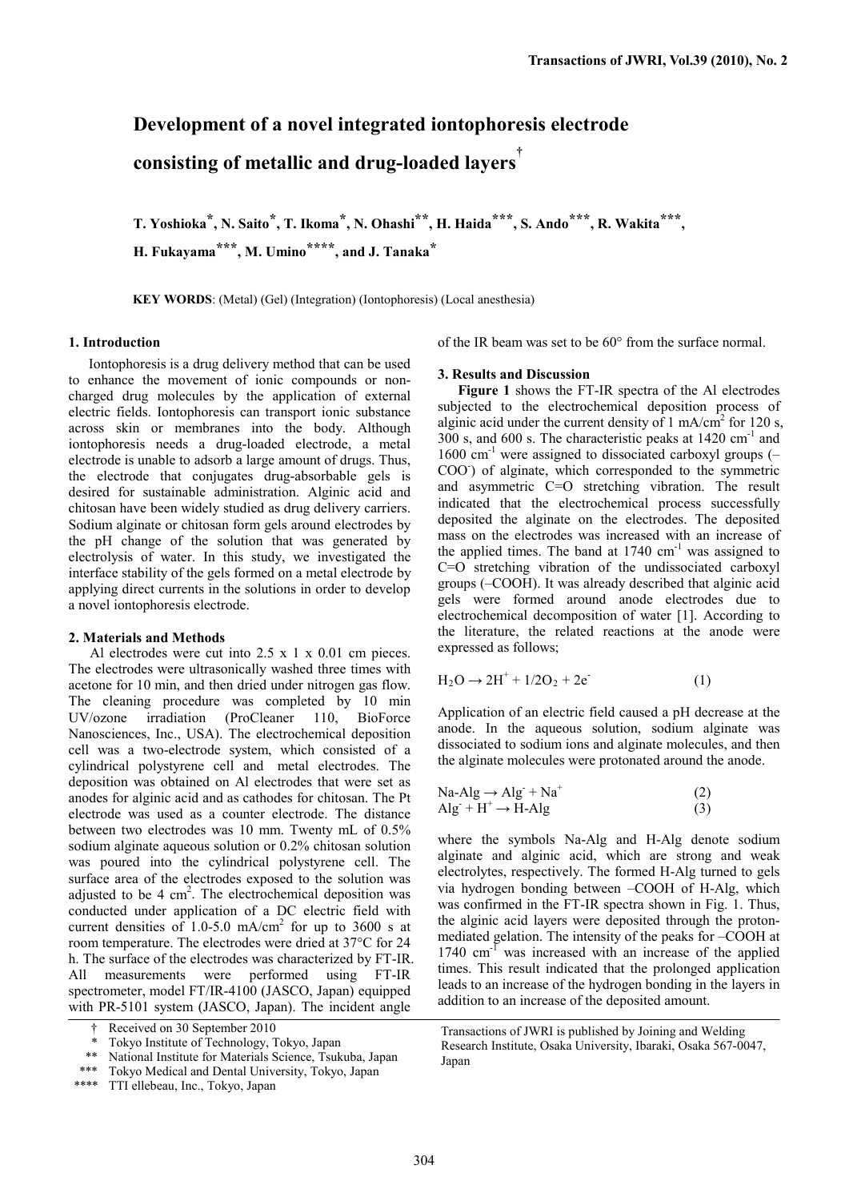# Development of a novel integrated iontophoresis electrode consisting of metallic and drug-loaded layers†

**T. Yoshioka\*, N. Saito\*, T. Ikoma\*, N. Ohashi\*\*, H. Haida\*\*\*, S. Ando\*\*\*, R. Wakita\*\*\*, H. Fukayama\*\*\*, M. Umino\*\*\*\*, and J. Tanaka\***

**KEY WORDS**: (Metal) (Gel) (Integration) (Iontophoresis) (Local anesthesia)

## 1. Introduction

Iontophoresis is a drug delivery method that can be used to enhance the movement of ionic compounds or non-charged drug molecules by the application of external electric fields. Iontophoresis can transport ionic substance across skin or membranes into the body. Although iontophoresis needs a drug-loaded electrode, a metal electrode is unable to adsorb a large amount of drugs. Thus, the electrode that conjugates drug-absorbable gels is desired for sustainable administration. Alginic acid and chitosan have been widely studied as drug delivery carriers. Sodium alginate or chitosan form gels around electrodes by the pH change of the solution that was generated by electrolysis of water. In this study, we investigated the interface stability of the gels formed on a metal electrode by applying direct currents in the solutions in order to develop a novel iontophoresis electrode.

## 2. Materials and Methods

Al electrodes were cut into 2.5 x 1 x 0.01 cm pieces. The electrodes were ultrasonically washed three times with acetone for 10 min, and then dried under nitrogen gas flow. The cleaning procedure was completed by 10 min UV/ozone irradiation (ProCleaner 110, BioForce Nanosciences, Inc., USA). The electrochemical deposition cell was a two-electrode system, which consisted of a cylindrical polystyrene cell and metal electrodes. The deposition was obtained on Al electrodes that were set as anodes for alginic acid and as cathodes for chitosan. The Pt electrode was used as a counter electrode. The distance between two electrodes was 10 mm. Twenty mL of 0.5% sodium alginate aqueous solution or 0.2% chitosan solution was poured into the cylindrical polystyrene cell. The surface area of the electrodes exposed to the solution was adjusted to be 4 $cm^2$. The electrochemical deposition was conducted under application of a DC electric field with current densities of 1.0-5.0 $mA/cm^2$ for up to 3600 s at room temperature. The electrodes were dried at 37°C for 24 h. The surface of the electrodes was characterized by FT-IR. All measurements were performed using FT-IR spectrometer, model FT/IR-4100 (JASCO, Japan) equipped with PR-5101 system (JASCO, Japan). The incident angle of the IR beam was set to be 60° from the surface normal.

## 3. Results and Discussion

**Figure 1** shows the FT-IR spectra of the Al electrodes subjected to the electrochemical deposition process of alginic acid under the current density of 1 $mA/cm^2$ for 120 s, 300 s, and 600 s. The characteristic peaks at 1420 $cm^{-1}$ and 1600 $cm^{-1}$ were assigned to dissociated carboxyl groups ($-COO^-$) of alginate, which corresponded to the symmetric and asymmetric C=O stretching vibration. The result indicated that the electrochemical process successfully deposited the alginate on the electrodes. The deposited mass on the electrodes was increased with an increase of the applied times. The band at 1740 $cm^{-1}$ was assigned to C=O stretching vibration of the undissociated carboxyl groups (–COOH). It was already described that alginic acid gels were formed around anode electrodes due to electrochemical decomposition of water [1]. According to the literature, the related reactions at the anode were expressed as follows;

$$H_2O \rightarrow 2H^+ + 1/2O_2 + 2e^- \qquad (1)$$

Application of an electric field caused a pH decrease at the anode. In the aqueous solution, sodium alginate was dissociated to sodium ions and alginate molecules, and then the alginate molecules were protonated around the anode.

$$\text{Na-Alg} \rightarrow \text{Alg}^- + \text{Na}^+ \qquad (2)$$

$$\text{Alg}^- + \text{H}^+ \rightarrow \text{H-Alg} \qquad (3)$$

where the symbols Na-Alg and H-Alg denote sodium alginate and alginic acid, which are strong and weak electrolytes, respectively. The formed H-Alg turned to gels via hydrogen bonding between –COOH of H-Alg, which was confirmed in the FT-IR spectra shown in Fig. 1. Thus, the alginic acid layers were deposited through the proton-mediated gelation. The intensity of the peaks for –COOH at 1740 $cm^{-1}$ was increased with an increase of the applied times. This result indicated that the prolonged application leads to an increase of the hydrogen bonding in the layers in addition to an increase of the deposited amount.

† Received on 30 September 2010
\* Tokyo Institute of Technology, Tokyo, Japan
\*\* National Institute for Materials Science, Tsukuba, Japan
\*\*\* Tokyo Medical and Dental University, Tokyo, Japan
\*\*\*\* TTI ellebeau, Inc., Tokyo, Japan

Transactions of JWRI is published by Joining and Welding Research Institute, Osaka University, Ibaraki, Osaka 567-0047, Japan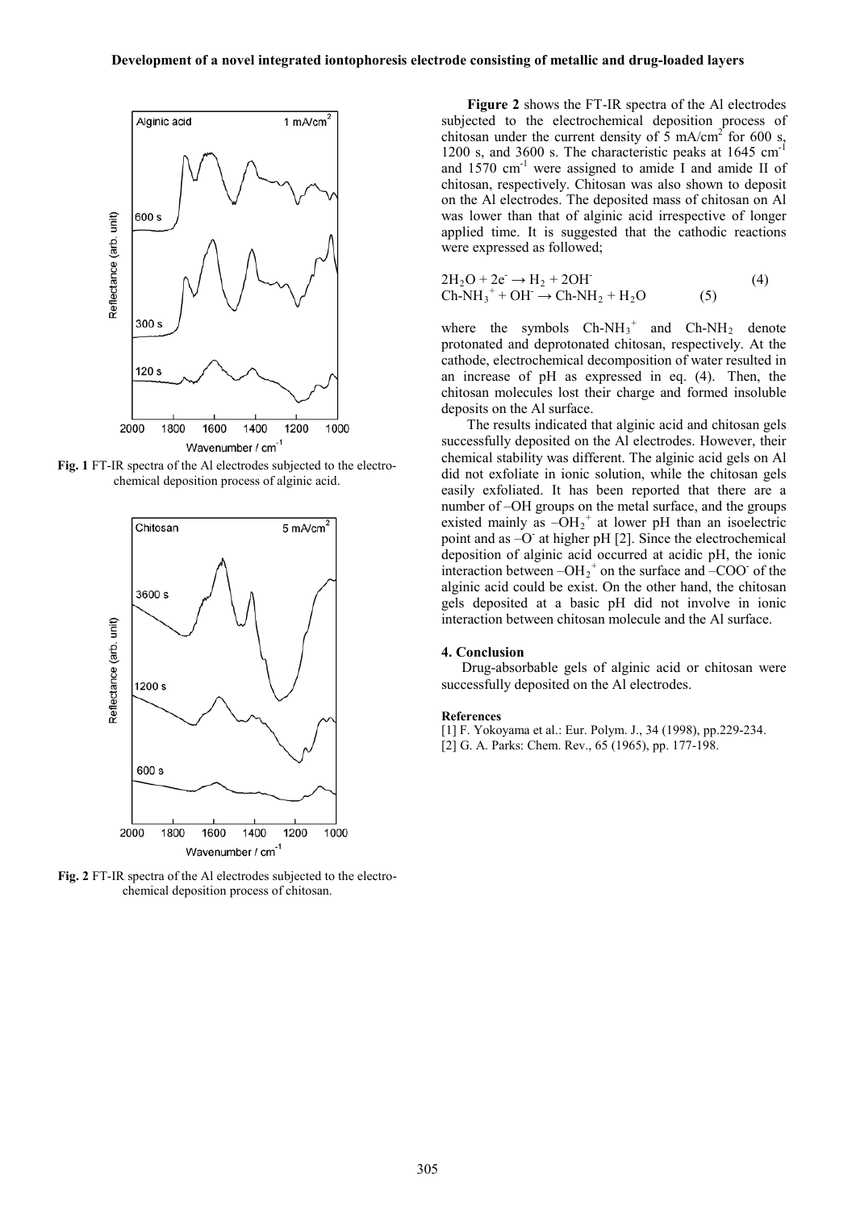Alginic acid

1 mA/cm$^2$

600 s

300 s

120 s

Reflectance (arb. unit)

2000 1800 1600 1400 1200 1000

Wavenumber / cm$^{-1}$

**Fig. 1** FT-IR spectra of the Al electrodes subjected to the electrochemical deposition process of alginic acid.

Chitosan

5 mA/cm$^2$

3600 s

1200 s

600 s

Reflectance (arb. unit)

2000 1800 1600 1400 1200 1000

Wavenumber / cm$^{-1}$

**Fig. 2** FT-IR spectra of the Al electrodes subjected to the electrochemical deposition process of chitosan.

**Figure 2** shows the FT-IR spectra of the Al electrodes subjected to the electrochemical deposition process of chitosan under the current density of 5 mA/cm$^2$ for 600 s, 1200 s, and 3600 s. The characteristic peaks at 1645 cm$^{-1}$ and 1570 cm$^{-1}$ were assigned to amide I and amide II of chitosan, respectively. Chitosan was also shown to deposit on the Al electrodes. The deposited mass of chitosan on Al was lower than that of alginic acid irrespective of longer applied time. It is suggested that the cathodic reactions were expressed as followed;

$$2H_2O + 2e^- \rightarrow H_2 + 2OH^- \quad (4)$$

$$Ch\text{-}NH_3^+ + OH^- \rightarrow Ch\text{-}NH_2 + H_2O \quad (5)$$

where the symbols $Ch\text{-}NH_3^+$ and $Ch\text{-}NH_2$ denote protonated and deprotonated chitosan, respectively. At the cathode, electrochemical decomposition of water resulted in an increase of pH as expressed in eq. (4). Then, the chitosan molecules lost their charge and formed insoluble deposits on the Al surface.

The results indicated that alginic acid and chitosan gels successfully deposited on the Al electrodes. However, their chemical stability was different. The alginic acid gels on Al did not exfoliate in ionic solution, while the chitosan gels easily exfoliated. It has been reported that there are a number of –OH groups on the metal surface, and the groups existed mainly as $-OH_2^+$ at lower pH than an isoelectric point and as $-O^-$ at higher pH [2]. Since the electrochemical deposition of alginic acid occurred at acidic pH, the ionic interaction between $-OH_2^+$ on the surface and $-COO^-$ of the alginic acid could be exist. On the other hand, the chitosan gels deposited at a basic pH did not involve in ionic interaction between chitosan molecule and the Al surface.

## 4. Conclusion

Drug-absorbable gels of alginic acid or chitosan were successfully deposited on the Al electrodes.

### References

[1] F. Yokoyama et al.: Eur. Polym. J., 34 (1998), pp.229-234.

[2] G. A. Parks: Chem. Rev., 65 (1965), pp. 177-198.